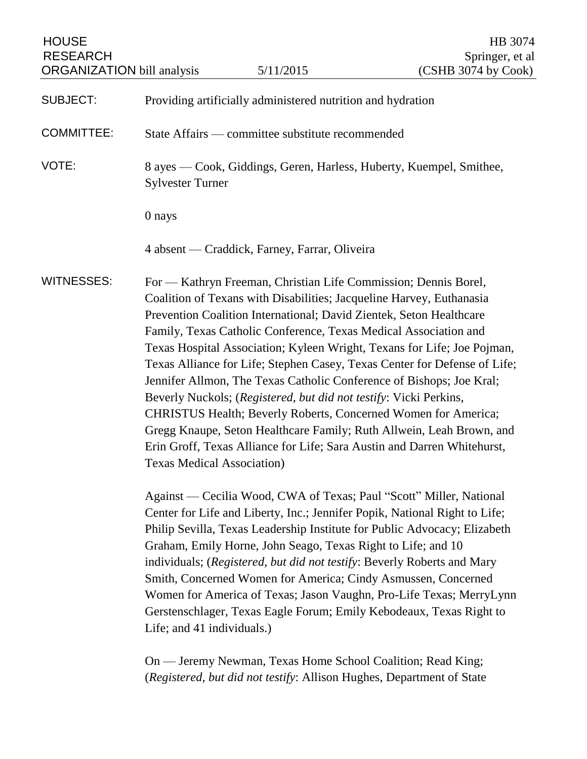HOUSE RESEARCH ORGANIZATION bill analysis — 5/11/2015

HB 3074
Springer, et al
(CSHB 3074 by Cook)

**SUBJECT:** Providing artificially administered nutrition and hydration

**COMMITTEE:** State Affairs — committee substitute recommended

**VOTE:** 8 ayes — Cook, Giddings, Geren, Harless, Huberty, Kuempel, Smithee, Sylvester Turner

0 nays

4 absent — Craddick, Farney, Farrar, Oliveira

**WITNESSES:** For — Kathryn Freeman, Christian Life Commission; Dennis Borel, Coalition of Texans with Disabilities; Jacqueline Harvey, Euthanasia Prevention Coalition International; David Zientek, Seton Healthcare Family, Texas Catholic Conference, Texas Medical Association and Texas Hospital Association; Kyleen Wright, Texans for Life; Joe Pojman, Texas Alliance for Life; Stephen Casey, Texas Center for Defense of Life; Jennifer Allmon, The Texas Catholic Conference of Bishops; Joe Kral; Beverly Nuckols; (*Registered, but did not testify*: Vicki Perkins, CHRISTUS Health; Beverly Roberts, Concerned Women for America; Gregg Knaupe, Seton Healthcare Family; Ruth Allwein, Leah Brown, and Erin Groff, Texas Alliance for Life; Sara Austin and Darren Whitehurst, Texas Medical Association)

Against — Cecilia Wood, CWA of Texas; Paul "Scott" Miller, National Center for Life and Liberty, Inc.; Jennifer Popik, National Right to Life; Philip Sevilla, Texas Leadership Institute for Public Advocacy; Elizabeth Graham, Emily Horne, John Seago, Texas Right to Life; and 10 individuals; (*Registered, but did not testify*: Beverly Roberts and Mary Smith, Concerned Women for America; Cindy Asmussen, Concerned Women for America of Texas; Jason Vaughn, Pro-Life Texas; MerryLynn Gerstenschlager, Texas Eagle Forum; Emily Kebodeaux, Texas Right to Life; and 41 individuals.)

On — Jeremy Newman, Texas Home School Coalition; Read King; (*Registered, but did not testify*: Allison Hughes, Department of State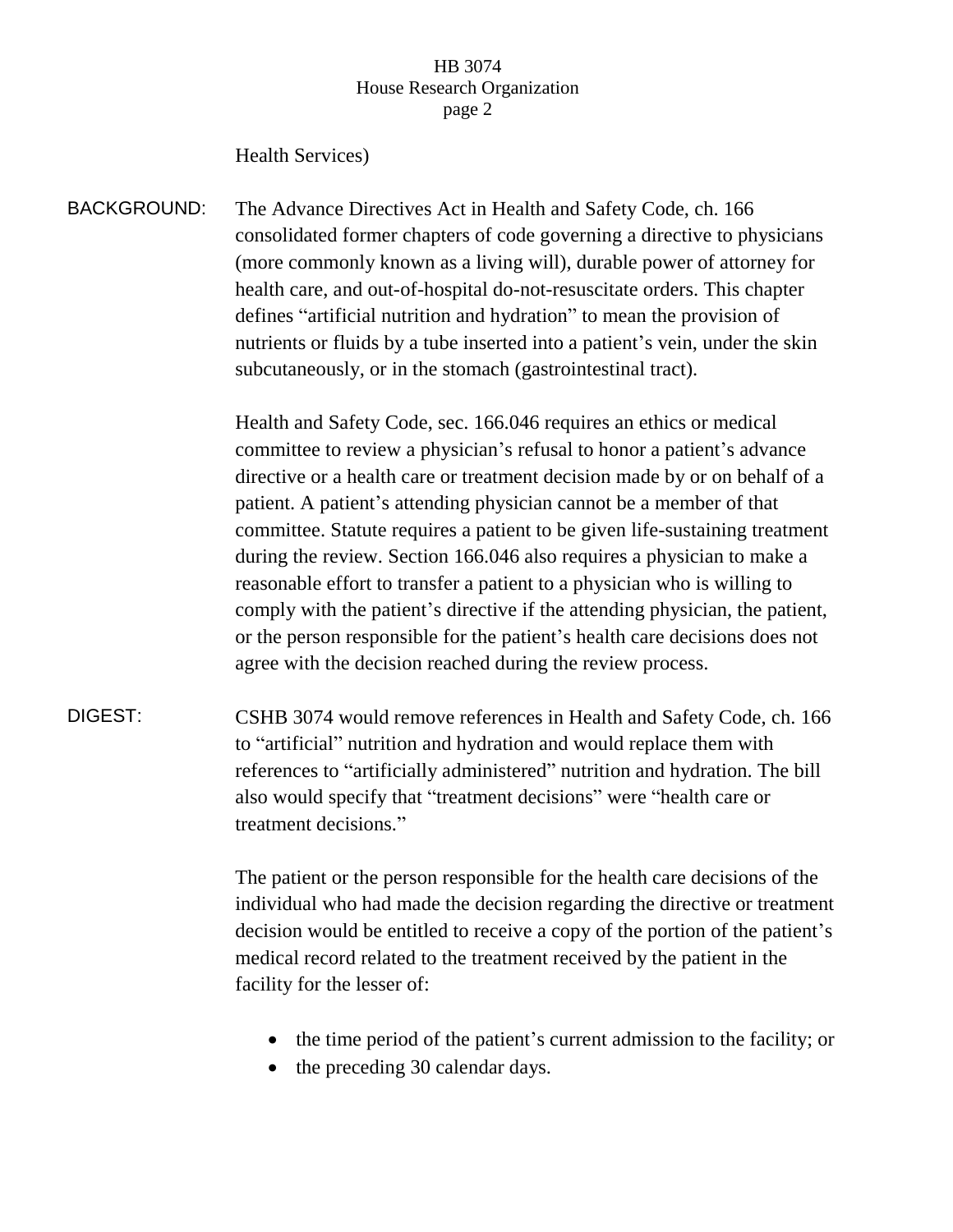Health Services)

**BACKGROUND:** The Advance Directives Act in Health and Safety Code, ch. 166 consolidated former chapters of code governing a directive to physicians (more commonly known as a living will), durable power of attorney for health care, and out-of-hospital do-not-resuscitate orders. This chapter defines "artificial nutrition and hydration" to mean the provision of nutrients or fluids by a tube inserted into a patient's vein, under the skin subcutaneously, or in the stomach (gastrointestinal tract).

Health and Safety Code, sec. 166.046 requires an ethics or medical committee to review a physician's refusal to honor a patient's advance directive or a health care or treatment decision made by or on behalf of a patient. A patient's attending physician cannot be a member of that committee. Statute requires a patient to be given life-sustaining treatment during the review. Section 166.046 also requires a physician to make a reasonable effort to transfer a patient to a physician who is willing to comply with the patient's directive if the attending physician, the patient, or the person responsible for the patient's health care decisions does not agree with the decision reached during the review process.

**DIGEST:** CSHB 3074 would remove references in Health and Safety Code, ch. 166 to "artificial" nutrition and hydration and would replace them with references to "artificially administered" nutrition and hydration. The bill also would specify that "treatment decisions" were "health care or treatment decisions."

The patient or the person responsible for the health care decisions of the individual who had made the decision regarding the directive or treatment decision would be entitled to receive a copy of the portion of the patient's medical record related to the treatment received by the patient in the facility for the lesser of:

- the time period of the patient's current admission to the facility; or
- the preceding 30 calendar days.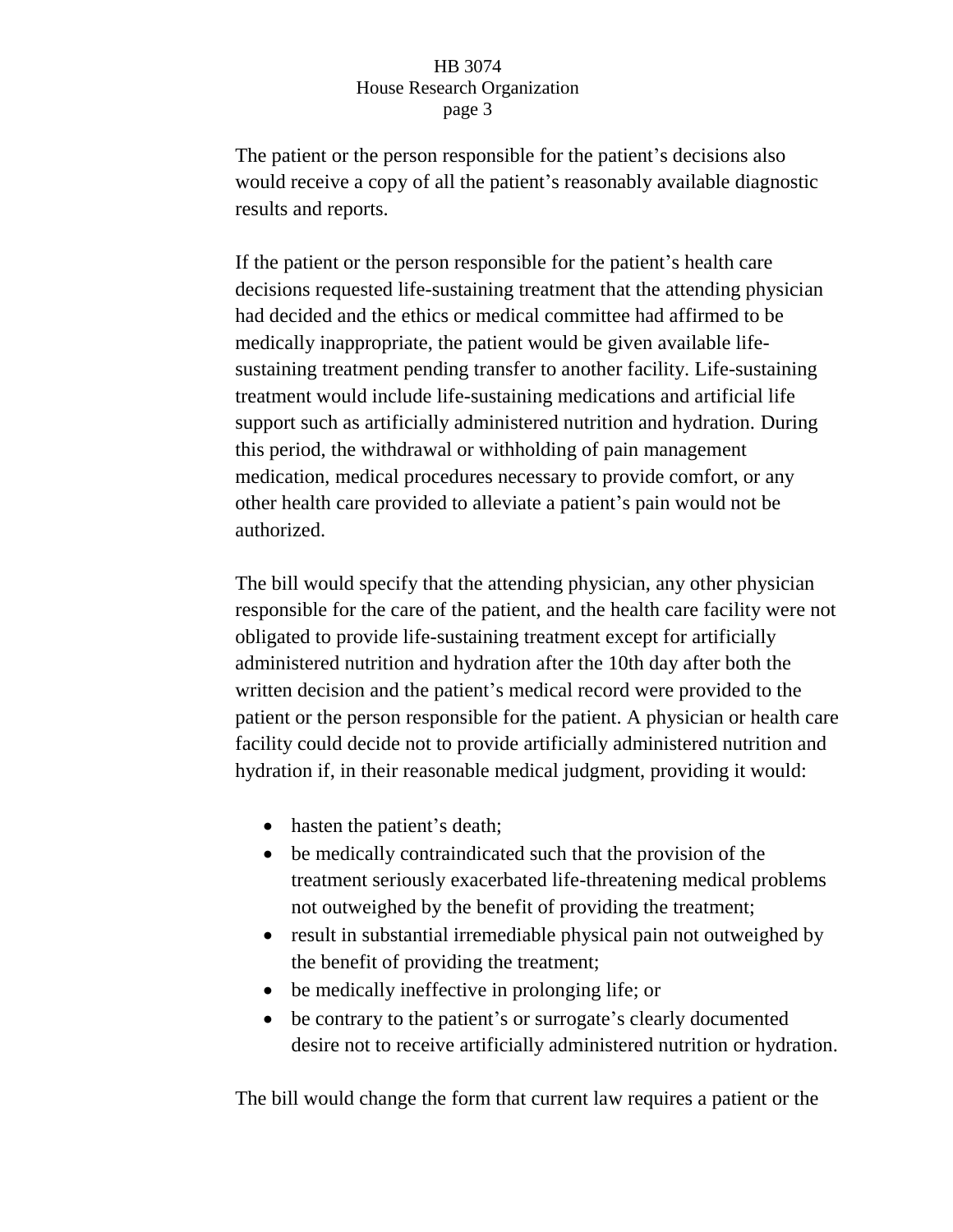The patient or the person responsible for the patient's decisions also would receive a copy of all the patient's reasonably available diagnostic results and reports.

If the patient or the person responsible for the patient's health care decisions requested life-sustaining treatment that the attending physician had decided and the ethics or medical committee had affirmed to be medically inappropriate, the patient would be given available life-sustaining treatment pending transfer to another facility. Life-sustaining treatment would include life-sustaining medications and artificial life support such as artificially administered nutrition and hydration. During this period, the withdrawal or withholding of pain management medication, medical procedures necessary to provide comfort, or any other health care provided to alleviate a patient's pain would not be authorized.

The bill would specify that the attending physician, any other physician responsible for the care of the patient, and the health care facility were not obligated to provide life-sustaining treatment except for artificially administered nutrition and hydration after the 10th day after both the written decision and the patient's medical record were provided to the patient or the person responsible for the patient. A physician or health care facility could decide not to provide artificially administered nutrition and hydration if, in their reasonable medical judgment, providing it would:

- hasten the patient's death;
- be medically contraindicated such that the provision of the treatment seriously exacerbated life-threatening medical problems not outweighed by the benefit of providing the treatment;
- result in substantial irremediable physical pain not outweighed by the benefit of providing the treatment;
- be medically ineffective in prolonging life; or
- be contrary to the patient's or surrogate's clearly documented desire not to receive artificially administered nutrition or hydration.

The bill would change the form that current law requires a patient or the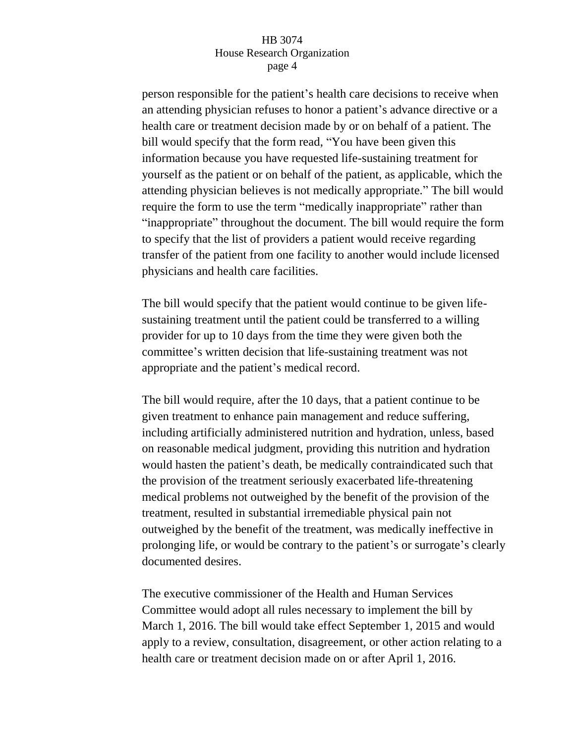person responsible for the patient's health care decisions to receive when an attending physician refuses to honor a patient's advance directive or a health care or treatment decision made by or on behalf of a patient. The bill would specify that the form read, "You have been given this information because you have requested life-sustaining treatment for yourself as the patient or on behalf of the patient, as applicable, which the attending physician believes is not medically appropriate." The bill would require the form to use the term "medically inappropriate" rather than "inappropriate" throughout the document. The bill would require the form to specify that the list of providers a patient would receive regarding transfer of the patient from one facility to another would include licensed physicians and health care facilities.

The bill would specify that the patient would continue to be given life-sustaining treatment until the patient could be transferred to a willing provider for up to 10 days from the time they were given both the committee's written decision that life-sustaining treatment was not appropriate and the patient's medical record.

The bill would require, after the 10 days, that a patient continue to be given treatment to enhance pain management and reduce suffering, including artificially administered nutrition and hydration, unless, based on reasonable medical judgment, providing this nutrition and hydration would hasten the patient's death, be medically contraindicated such that the provision of the treatment seriously exacerbated life-threatening medical problems not outweighed by the benefit of the provision of the treatment, resulted in substantial irremediable physical pain not outweighed by the benefit of the treatment, was medically ineffective in prolonging life, or would be contrary to the patient's or surrogate's clearly documented desires.

The executive commissioner of the Health and Human Services Committee would adopt all rules necessary to implement the bill by March 1, 2016. The bill would take effect September 1, 2015 and would apply to a review, consultation, disagreement, or other action relating to a health care or treatment decision made on or after April 1, 2016.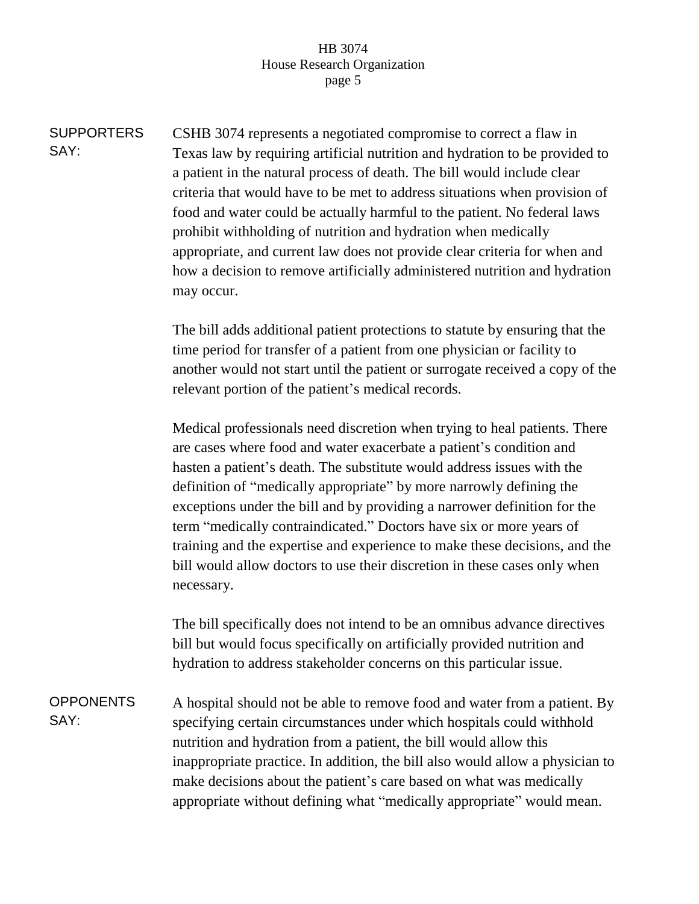**SUPPORTERS SAY:**

CSHB 3074 represents a negotiated compromise to correct a flaw in Texas law by requiring artificial nutrition and hydration to be provided to a patient in the natural process of death. The bill would include clear criteria that would have to be met to address situations when provision of food and water could be actually harmful to the patient. No federal laws prohibit withholding of nutrition and hydration when medically appropriate, and current law does not provide clear criteria for when and how a decision to remove artificially administered nutrition and hydration may occur.

The bill adds additional patient protections to statute by ensuring that the time period for transfer of a patient from one physician or facility to another would not start until the patient or surrogate received a copy of the relevant portion of the patient's medical records.

Medical professionals need discretion when trying to heal patients. There are cases where food and water exacerbate a patient's condition and hasten a patient's death. The substitute would address issues with the definition of "medically appropriate" by more narrowly defining the exceptions under the bill and by providing a narrower definition for the term "medically contraindicated." Doctors have six or more years of training and the expertise and experience to make these decisions, and the bill would allow doctors to use their discretion in these cases only when necessary.

The bill specifically does not intend to be an omnibus advance directives bill but would focus specifically on artificially provided nutrition and hydration to address stakeholder concerns on this particular issue.

**OPPONENTS SAY:**

A hospital should not be able to remove food and water from a patient. By specifying certain circumstances under which hospitals could withhold nutrition and hydration from a patient, the bill would allow this inappropriate practice. In addition, the bill also would allow a physician to make decisions about the patient's care based on what was medically appropriate without defining what "medically appropriate" would mean.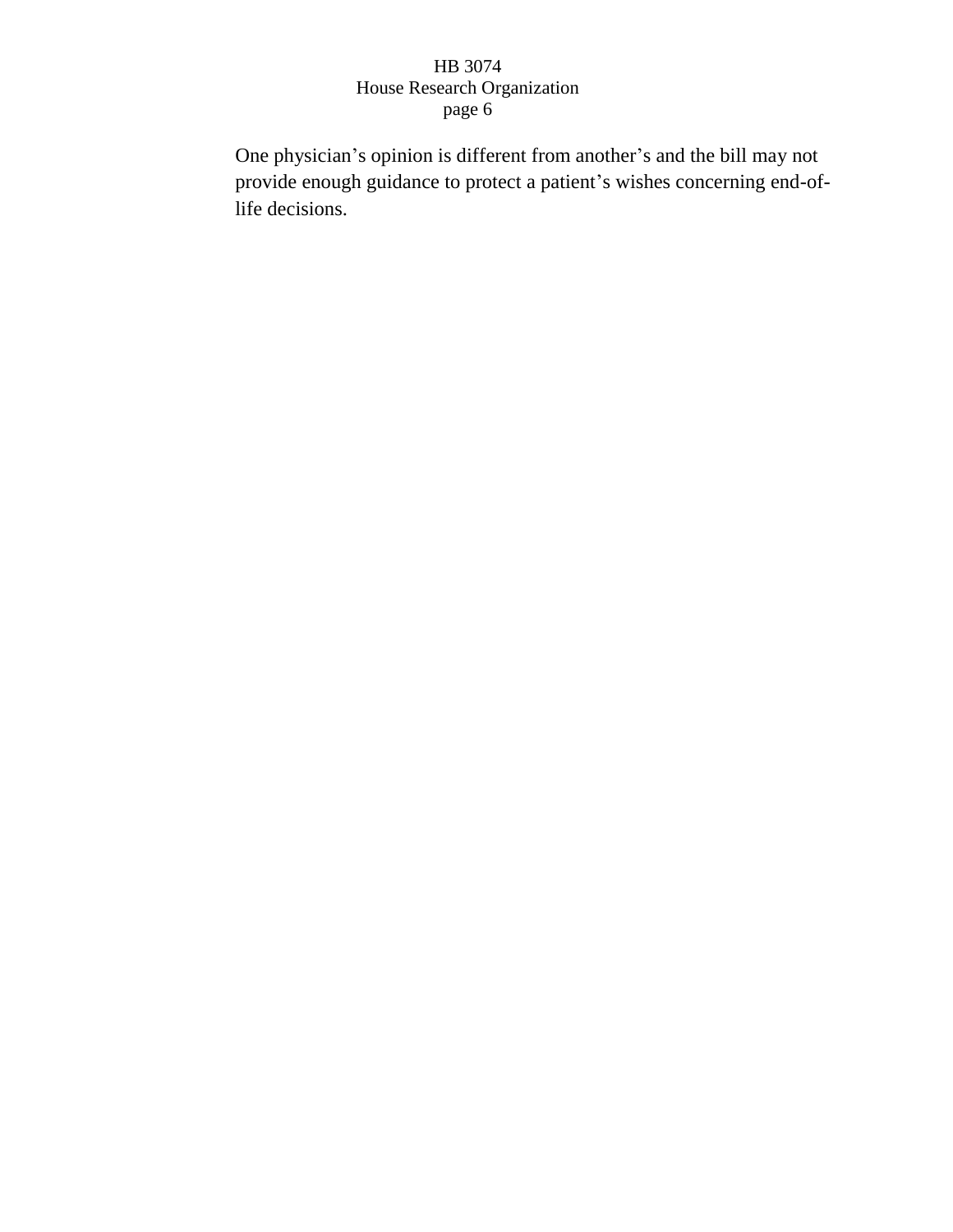One physician's opinion is different from another's and the bill may not provide enough guidance to protect a patient's wishes concerning end-of-life decisions.